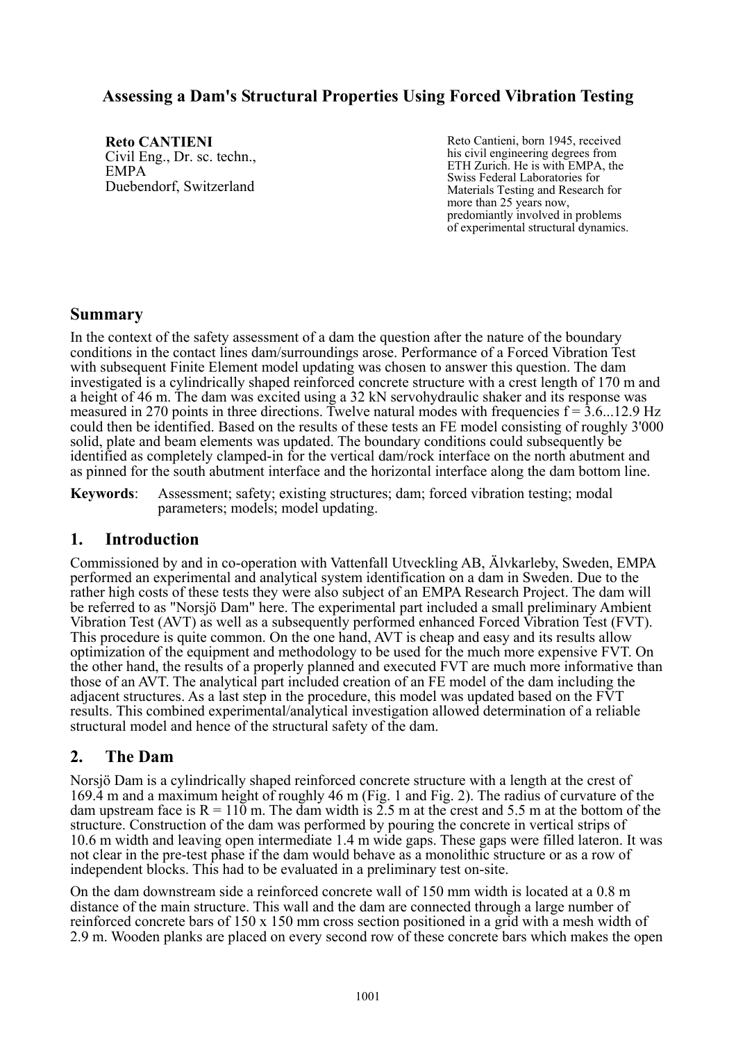# Assessing a Dam's Structural Properties Using Forced Vibration Testing

**Reto CANTIENI**
Civil Eng., Dr. sc. techn.,
EMPA
Duebendorf, Switzerland

Reto Cantieni, born 1945, received his civil engineering degrees from ETH Zurich. He is with EMPA, the Swiss Federal Laboratories for Materials Testing and Research for more than 25 years now, predomiantly involved in problems of experimental structural dynamics.

## Summary

In the context of the safety assessment of a dam the question after the nature of the boundary conditions in the contact lines dam/surroundings arose. Performance of a Forced Vibration Test with subsequent Finite Element model updating was chosen to answer this question. The dam investigated is a cylindrically shaped reinforced concrete structure with a crest length of 170 m and a height of 46 m. The dam was excited using a 32 kN servohydraulic shaker and its response was measured in 270 points in three directions. Twelve natural modes with frequencies f = 3.6...12.9 Hz could then be identified. Based on the results of these tests an FE model consisting of roughly 3'000 solid, plate and beam elements was updated. The boundary conditions could subsequently be identified as completely clamped-in for the vertical dam/rock interface on the north abutment and as pinned for the south abutment interface and the horizontal interface along the dam bottom line.

**Keywords**: Assessment; safety; existing structures; dam; forced vibration testing; modal parameters; models; model updating.

## 1. Introduction

Commissioned by and in co-operation with Vattenfall Utveckling AB, Älvkarleby, Sweden, EMPA performed an experimental and analytical system identification on a dam in Sweden. Due to the rather high costs of these tests they were also subject of an EMPA Research Project. The dam will be referred to as "Norsjö Dam" here. The experimental part included a small preliminary Ambient Vibration Test (AVT) as well as a subsequently performed enhanced Forced Vibration Test (FVT). This procedure is quite common. On the one hand, AVT is cheap and easy and its results allow optimization of the equipment and methodology to be used for the much more expensive FVT. On the other hand, the results of a properly planned and executed FVT are much more informative than those of an AVT. The analytical part included creation of an FE model of the dam including the adjacent structures. As a last step in the procedure, this model was updated based on the FVT results. This combined experimental/analytical investigation allowed determination of a reliable structural model and hence of the structural safety of the dam.

## 2. The Dam

Norsjö Dam is a cylindrically shaped reinforced concrete structure with a length at the crest of 169.4 m and a maximum height of roughly 46 m (Fig. 1 and Fig. 2). The radius of curvature of the dam upstream face is R = 110 m. The dam width is 2.5 m at the crest and 5.5 m at the bottom of the structure. Construction of the dam was performed by pouring the concrete in vertical strips of 10.6 m width and leaving open intermediate 1.4 m wide gaps. These gaps were filled lateron. It was not clear in the pre-test phase if the dam would behave as a monolithic structure or as a row of independent blocks. This had to be evaluated in a preliminary test on-site.

On the dam downstream side a reinforced concrete wall of 150 mm width is located at a 0.8 m distance of the main structure. This wall and the dam are connected through a large number of reinforced concrete bars of 150 x 150 mm cross section positioned in a grid with a mesh width of 2.9 m. Wooden planks are placed on every second row of these concrete bars which makes the open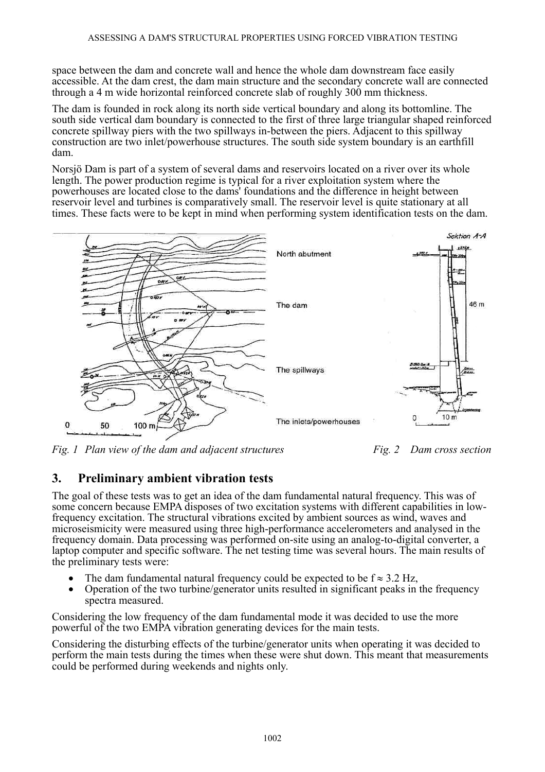space between the dam and concrete wall and hence the whole dam downstream face easily accessible. At the dam crest, the dam main structure and the secondary concrete wall are connected through a 4 m wide horizontal reinforced concrete slab of roughly 300 mm thickness.

The dam is founded in rock along its north side vertical boundary and along its bottomline. The south side vertical dam boundary is connected to the first of three large triangular shaped reinforced concrete spillway piers with the two spillways in-between the piers. Adjacent to this spillway construction are two inlet/powerhouse structures. The south side system boundary is an earthfill dam.

Norsjö Dam is part of a system of several dams and reservoirs located on a river over its whole length. The power production regime is typical for a river exploitation system where the powerhouses are located close to the dams' foundations and the difference in height between reservoir level and turbines is comparatively small. The reservoir level is quite stationary at all times. These facts were to be kept in mind when performing system identification tests on the dam.

*Fig. 1 Plan view of the dam and adjacent structures*

*Fig. 2 Dam cross section*

## 3. Preliminary ambient vibration tests

The goal of these tests was to get an idea of the dam fundamental natural frequency. This was of some concern because EMPA disposes of two excitation systems with different capabilities in low-frequency excitation. The structural vibrations excited by ambient sources as wind, waves and microseismicity were measured using three high-performance accelerometers and analysed in the frequency domain. Data processing was performed on-site using an analog-to-digital converter, a laptop computer and specific software. The net testing time was several hours. The main results of the preliminary tests were:

- The dam fundamental natural frequency could be expected to be $f \approx 3.2$ Hz,
- Operation of the two turbine/generator units resulted in significant peaks in the frequency spectra measured.

Considering the low frequency of the dam fundamental mode it was decided to use the more powerful of the two EMPA vibration generating devices for the main tests.

Considering the disturbing effects of the turbine/generator units when operating it was decided to perform the main tests during the times when these were shut down. This meant that measurements could be performed during weekends and nights only.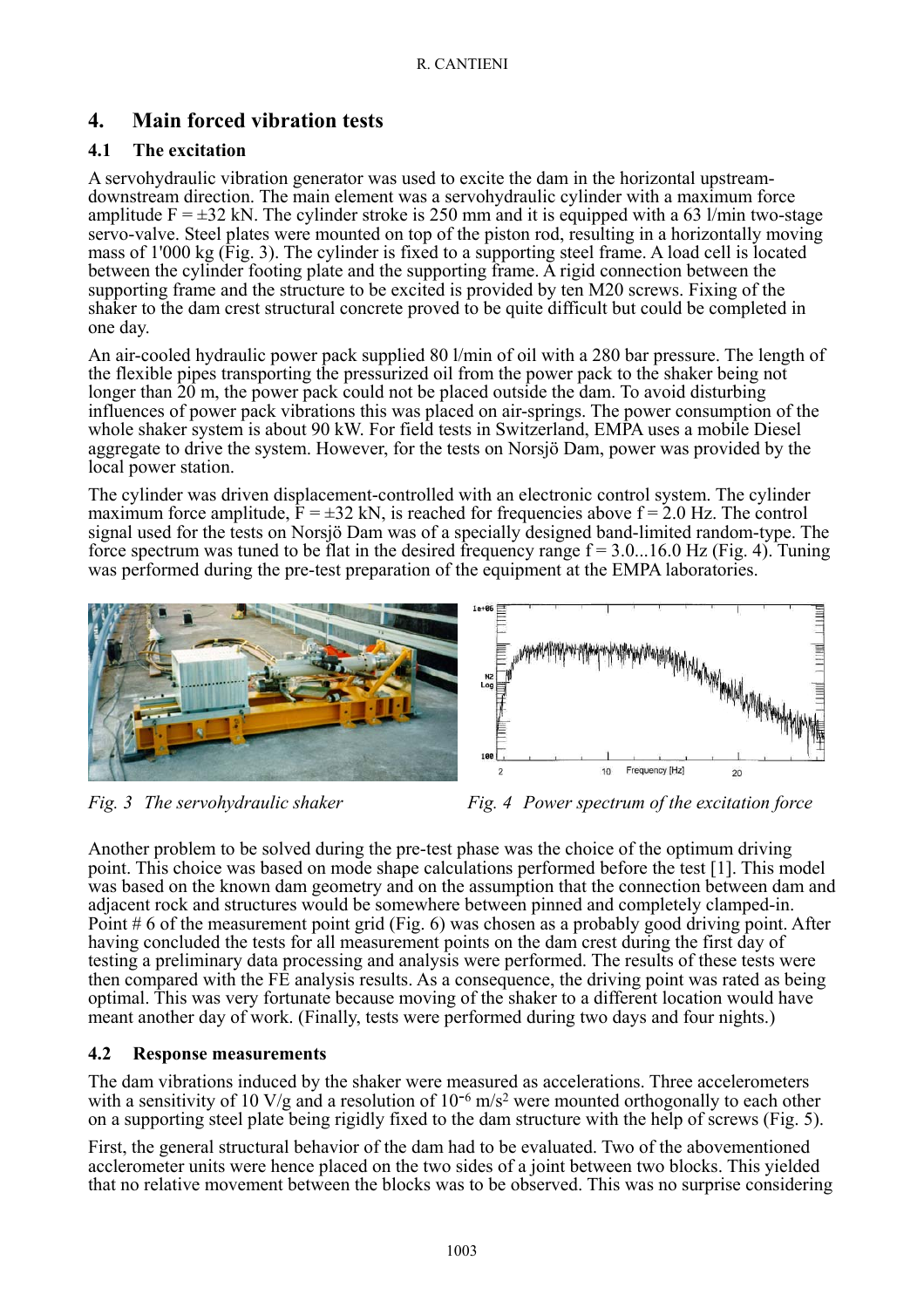## 4. Main forced vibration tests

### 4.1 The excitation

A servohydraulic vibration generator was used to excite the dam in the horizontal upstream-downstream direction. The main element was a servohydraulic cylinder with a maximum force amplitude $F = \pm 32$ kN. The cylinder stroke is 250 mm and it is equipped with a 63 l/min two-stage servo-valve. Steel plates were mounted on top of the piston rod, resulting in a horizontally moving mass of 1'000 kg (Fig. 3). The cylinder is fixed to a supporting steel frame. A load cell is located between the cylinder footing plate and the supporting frame. A rigid connection between the supporting frame and the structure to be excited is provided by ten M20 screws. Fixing of the shaker to the dam crest structural concrete proved to be quite difficult but could be completed in one day.

An air-cooled hydraulic power pack supplied 80 l/min of oil with a 280 bar pressure. The length of the flexible pipes transporting the pressurized oil from the power pack to the shaker being not longer than 20 m, the power pack could not be placed outside the dam. To avoid disturbing influences of power pack vibrations this was placed on air-springs. The power consumption of the whole shaker system is about 90 kW. For field tests in Switzerland, EMPA uses a mobile Diesel aggregate to drive the system. However, for the tests on Norsjö Dam, power was provided by the local power station.

The cylinder was driven displacement-controlled with an electronic control system. The cylinder maximum force amplitude, $F = \pm 32$ kN, is reached for frequencies above $f = 2.0$ Hz. The control signal used for the tests on Norsjö Dam was of a specially designed band-limited random-type. The force spectrum was tuned to be flat in the desired frequency range $f = 3.0...16.0$ Hz (Fig. 4). Tuning was performed during the pre-test preparation of the equipment at the EMPA laboratories.

*Fig. 3 The servohydraulic shaker*

*Fig. 4 Power spectrum of the excitation force*

Another problem to be solved during the pre-test phase was the choice of the optimum driving point. This choice was based on mode shape calculations performed before the test [1]. This model was based on the known dam geometry and on the assumption that the connection between dam and adjacent rock and structures would be somewhere between pinned and completely clamped-in. Point # 6 of the measurement point grid (Fig. 6) was chosen as a probably good driving point. After having concluded the tests for all measurement points on the dam crest during the first day of testing a preliminary data processing and analysis were performed. The results of these tests were then compared with the FE analysis results. As a consequence, the driving point was rated as being optimal. This was very fortunate because moving of the shaker to a different location would have meant another day of work. (Finally, tests were performed during two days and four nights.)

### 4.2 Response measurements

The dam vibrations induced by the shaker were measured as accelerations. Three accelerometers with a sensitivity of 10 V/g and a resolution of $10^{-6}$ m/s$^2$ were mounted orthogonally to each other on a supporting steel plate being rigidly fixed to the dam structure with the help of screws (Fig. 5).

First, the general structural behavior of the dam had to be evaluated. Two of the abovementioned acclerometer units were hence placed on the two sides of a joint between two blocks. This yielded that no relative movement between the blocks was to be observed. This was no surprise considering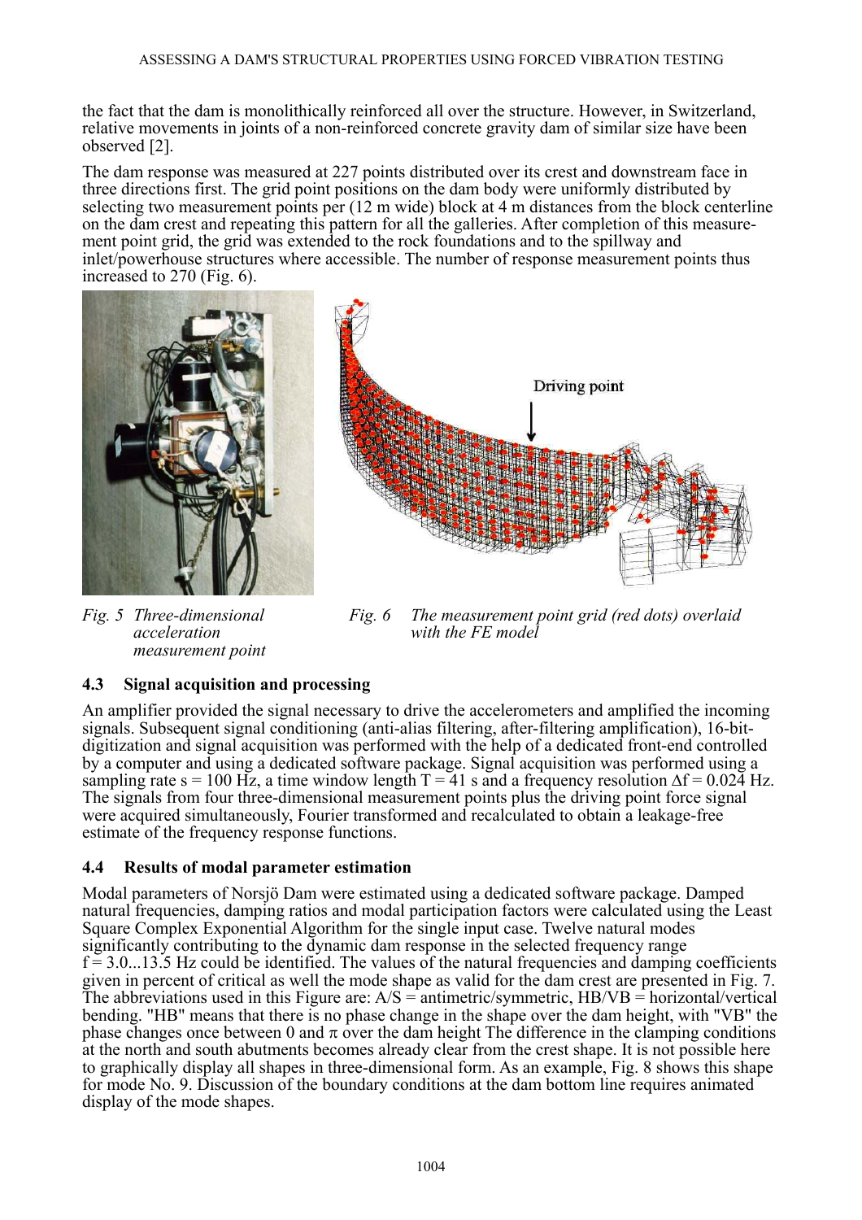the fact that the dam is monolithically reinforced all over the structure. However, in Switzerland, relative movements in joints of a non-reinforced concrete gravity dam of similar size have been observed [2].

The dam response was measured at 227 points distributed over its crest and downstream face in three directions first. The grid point positions on the dam body were uniformly distributed by selecting two measurement points per (12 m wide) block at 4 m distances from the block centerline on the dam crest and repeating this pattern for all the galleries. After completion of this measurement point grid, the grid was extended to the rock foundations and to the spillway and inlet/powerhouse structures where accessible. The number of response measurement points thus increased to 270 (Fig. 6).

*Fig. 5 Three-dimensional acceleration measurement point*

*Fig. 6 The measurement point grid (red dots) overlaid with the FE model*

### 4.3 Signal acquisition and processing

An amplifier provided the signal necessary to drive the accelerometers and amplified the incoming signals. Subsequent signal conditioning (anti-alias filtering, after-filtering amplification), 16-bit-digitization and signal acquisition was performed with the help of a dedicated front-end controlled by a computer and using a dedicated software package. Signal acquisition was performed using a sampling rate s = 100 Hz, a time window length T = 41 s and a frequency resolution $\Delta f = 0.024$ Hz. The signals from four three-dimensional measurement points plus the driving point force signal were acquired simultaneously, Fourier transformed and recalculated to obtain a leakage-free estimate of the frequency response functions.

### 4.4 Results of modal parameter estimation

Modal parameters of Norsjö Dam were estimated using a dedicated software package. Damped natural frequencies, damping ratios and modal participation factors were calculated using the Least Square Complex Exponential Algorithm for the single input case. Twelve natural modes significantly contributing to the dynamic dam response in the selected frequency range f = 3.0...13.5 Hz could be identified. The values of the natural frequencies and damping coefficients given in percent of critical as well the mode shape as valid for the dam crest are presented in Fig. 7. The abbreviations used in this Figure are: A/S = antimetric/symmetric, HB/VB = horizontal/vertical bending. "HB" means that there is no phase change in the shape over the dam height, with "VB" the phase changes once between 0 and $\pi$ over the dam height The difference in the clamping conditions at the north and south abutments becomes already clear from the crest shape. It is not possible here to graphically display all shapes in three-dimensional form. As an example, Fig. 8 shows this shape for mode No. 9. Discussion of the boundary conditions at the dam bottom line requires animated display of the mode shapes.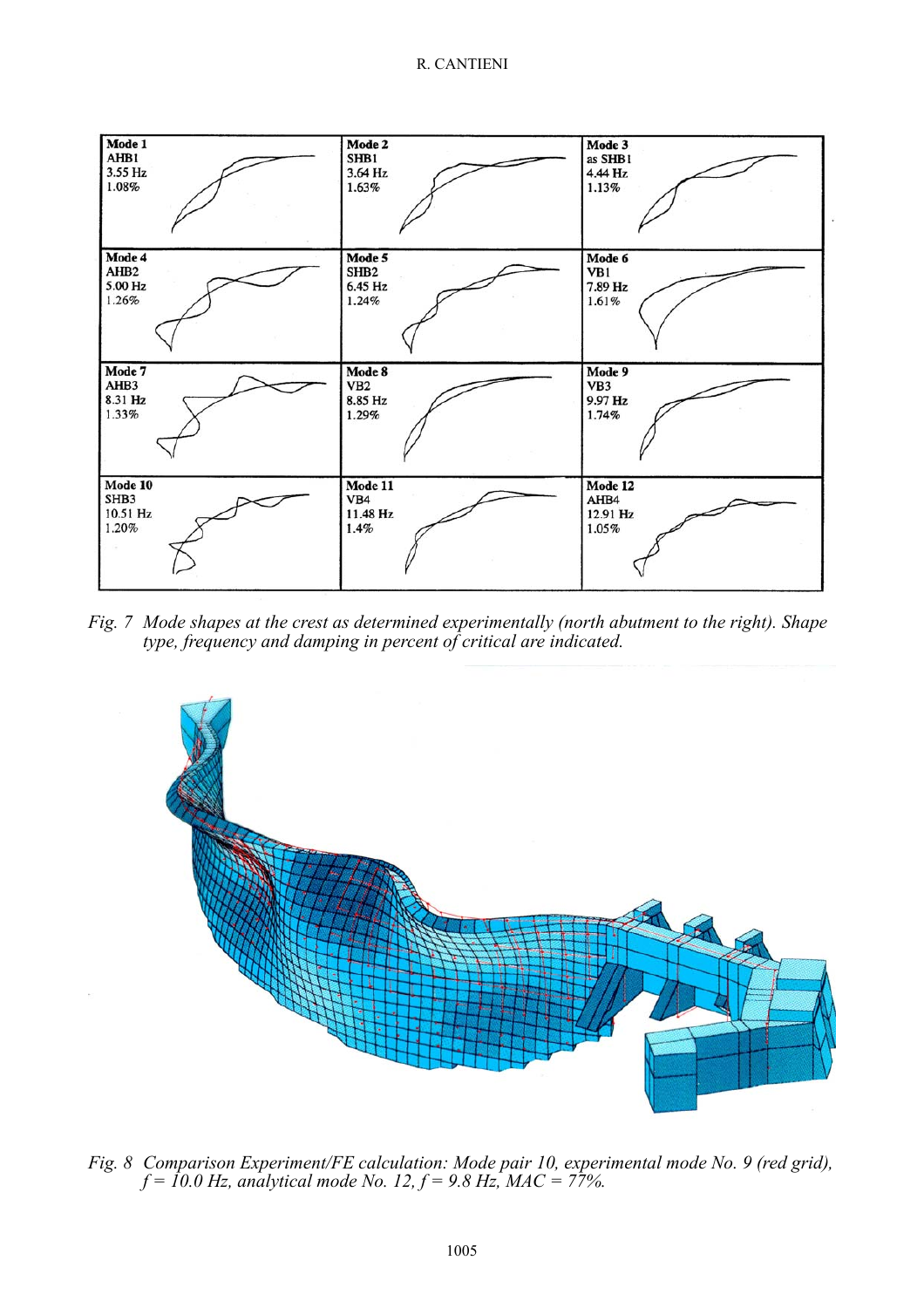| Mode 1 | Mode 2 | Mode 3 |
| --- | --- | --- |
| AHB1 | SHB1 | as SHB1 |
| 3.55 Hz | 3.64 Hz | 4.44 Hz |
| 1.08% | 1.63% | 1.13% |

| Mode 4 | Mode 5 | Mode 6 |
| --- | --- | --- |
| AHB2 | SHB2 | VB1 |
| 5.00 Hz | 6.45 Hz | 7.89 Hz |
| 1.26% | 1.24% | 1.61% |

| Mode 7 | Mode 8 | Mode 9 |
| --- | --- | --- |
| AHB3 | VB2 | VB3 |
| 8.31 Hz | 8.85 Hz | 9.97 Hz |
| 1.33% | 1.29% | 1.74% |

| Mode 10 | Mode 11 | Mode 12 |
| --- | --- | --- |
| SHB3 | VB4 | AHB4 |
| 10.51 Hz | 11.48 Hz | 12.91 Hz |
| 1.20% | 1.4% | 1.05% |

*Fig. 7 Mode shapes at the crest as determined experimentally (north abutment to the right). Shape type, frequency and damping in percent of critical are indicated.*

*Fig. 8 Comparison Experiment/FE calculation: Mode pair 10, experimental mode No. 9 (red grid), f = 10.0 Hz, analytical mode No. 12, f = 9.8 Hz, MAC = 77%.*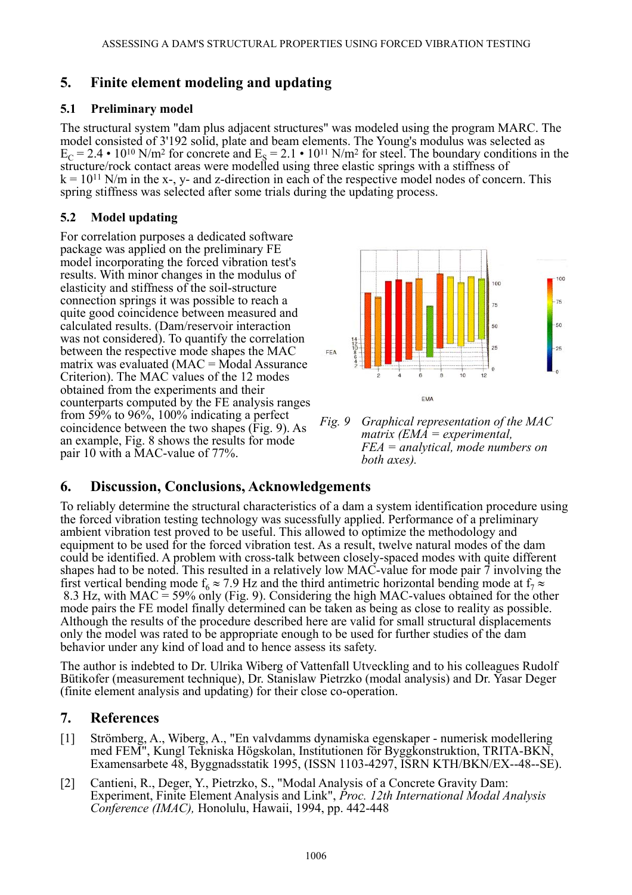## 5. Finite element modeling and updating

### 5.1 Preliminary model

The structural system "dam plus adjacent structures" was modeled using the program MARC. The model consisted of 3'192 solid, plate and beam elements. The Young's modulus was selected as $E_C = 2.4 \cdot 10^{10}$ N/m² for concrete and $E_S = 2.1 \cdot 10^{11}$ N/m² for steel. The boundary conditions in the structure/rock contact areas were modelled using three elastic springs with a stiffness of $k = 10^{11}$ N/m in the x-, y- and z-direction in each of the respective model nodes of concern. This spring stiffness was selected after some trials during the updating process.

### 5.2 Model updating

For correlation purposes a dedicated software package was applied on the preliminary FE model incorporating the forced vibration test's results. With minor changes in the modulus of elasticity and stiffness of the soil-structure connection springs it was possible to reach a quite good coincidence between measured and calculated results. (Dam/reservoir interaction was not considered). To quantify the correlation between the respective mode shapes the MAC matrix was evaluated (MAC = Modal Assurance Criterion). The MAC values of the 12 modes obtained from the experiments and their counterparts computed by the FE analysis ranges from 59% to 96%, 100% indicating a perfect coincidence between the two shapes (Fig. 9). As an example, Fig. 8 shows the results for mode pair 10 with a MAC-value of 77%.

FEA
14
12
10
8
6
4
2
100
75
50
25
0
2
4
6
8
10
12
EMA
100
75
50
25
0

*Fig. 9 Graphical representation of the MAC matrix (EMA = experimental, FEA = analytical, mode numbers on both axes).*

## 6. Discussion, Conclusions, Acknowledgements

To reliably determine the structural characteristics of a dam a system identification procedure using the forced vibration testing technology was sucessfully applied. Performance of a preliminary ambient vibration test proved to be useful. This allowed to optimize the methodology and equipment to be used for the forced vibration test. As a result, twelve natural modes of the dam could be identified. A problem with cross-talk between closely-spaced modes with quite different shapes had to be noted. This resulted in a relatively low MAC-value for mode pair 7 involving the first vertical bending mode $f_6 \approx 7.9$ Hz and the third antimetric horizontal bending mode at $f_7 \approx 8.3$ Hz, with MAC = 59% only (Fig. 9). Considering the high MAC-values obtained for the other mode pairs the FE model finally determined can be taken as being as close to reality as possible. Although the results of the procedure described here are valid for small structural displacements only the model was rated to be appropriate enough to be used for further studies of the dam behavior under any kind of load and to hence assess its safety.

The author is indebted to Dr. Ulrika Wiberg of Vattenfall Utveckling and to his colleagues Rudolf Bütikofer (measurement technique), Dr. Stanislaw Pietrzko (modal analysis) and Dr. Yasar Deger (finite element analysis and updating) for their close co-operation.

## 7. References

[1] Strömberg, A., Wiberg, A., "En valvdamms dynamiska egenskaper - numerisk modellering med FEM", Kungl Tekniska Högskolan, Institutionen för Byggkonstruktion, TRITA-BKN, Examensarbete 48, Byggnadsstatik 1995, (ISSN 1103-4297, ISRN KTH/BKN/EX--48--SE).

[2] Cantieni, R., Deger, Y., Pietrzko, S., "Modal Analysis of a Concrete Gravity Dam: Experiment, Finite Element Analysis and Link", *Proc. 12th International Modal Analysis Conference (IMAC),* Honolulu, Hawaii, 1994, pp. 442-448